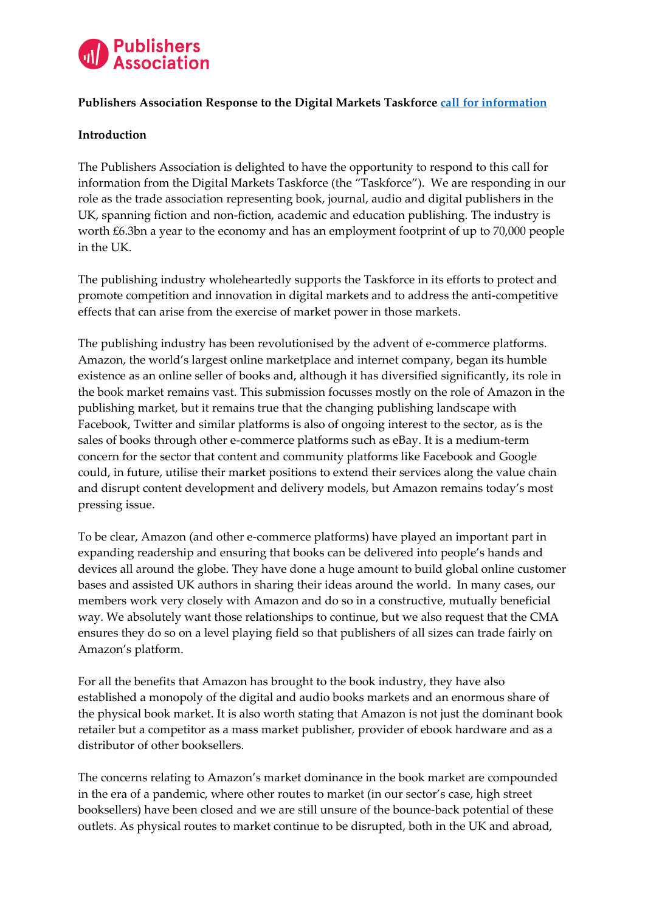**Publishers Association Response to the Digital Markets Taskforce call for information**

**Introduction**

The Publishers Association is delighted to have the opportunity to respond to this call for information from the Digital Markets Taskforce (the "Taskforce"). We are responding in our role as the trade association representing book, journal, audio and digital publishers in the UK, spanning fiction and non-fiction, academic and education publishing. The industry is worth £6.3bn a year to the economy and has an employment footprint of up to 70,000 people in the UK.

The publishing industry wholeheartedly supports the Taskforce in its efforts to protect and promote competition and innovation in digital markets and to address the anti-competitive effects that can arise from the exercise of market power in those markets.

The publishing industry has been revolutionised by the advent of e-commerce platforms. Amazon, the world's largest online marketplace and internet company, began its humble existence as an online seller of books and, although it has diversified significantly, its role in the book market remains vast. This submission focusses mostly on the role of Amazon in the publishing market, but it remains true that the changing publishing landscape with Facebook, Twitter and similar platforms is also of ongoing interest to the sector, as is the sales of books through other e-commerce platforms such as eBay. It is a medium-term concern for the sector that content and community platforms like Facebook and Google could, in future, utilise their market positions to extend their services along the value chain and disrupt content development and delivery models, but Amazon remains today's most pressing issue.

To be clear, Amazon (and other e-commerce platforms) have played an important part in expanding readership and ensuring that books can be delivered into people's hands and devices all around the globe. They have done a huge amount to build global online customer bases and assisted UK authors in sharing their ideas around the world. In many cases, our members work very closely with Amazon and do so in a constructive, mutually beneficial way. We absolutely want those relationships to continue, but we also request that the CMA ensures they do so on a level playing field so that publishers of all sizes can trade fairly on Amazon's platform.

For all the benefits that Amazon has brought to the book industry, they have also established a monopoly of the digital and audio books markets and an enormous share of the physical book market. It is also worth stating that Amazon is not just the dominant book retailer but a competitor as a mass market publisher, provider of ebook hardware and as a distributor of other booksellers.

The concerns relating to Amazon's market dominance in the book market are compounded in the era of a pandemic, where other routes to market (in our sector's case, high street booksellers) have been closed and we are still unsure of the bounce-back potential of these outlets. As physical routes to market continue to be disrupted, both in the UK and abroad,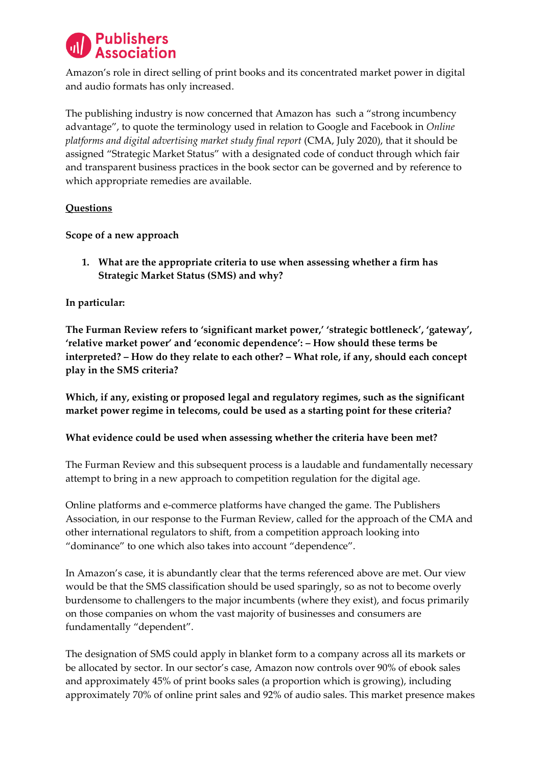Amazon's role in direct selling of print books and its concentrated market power in digital and audio formats has only increased.

The publishing industry is now concerned that Amazon has such a "strong incumbency advantage", to quote the terminology used in relation to Google and Facebook in *Online platforms and digital advertising market study final report* (CMA, July 2020), that it should be assigned "Strategic Market Status" with a designated code of conduct through which fair and transparent business practices in the book sector can be governed and by reference to which appropriate remedies are available.

**Questions**

**Scope of a new approach**

1. **What are the appropriate criteria to use when assessing whether a firm has Strategic Market Status (SMS) and why?**

**In particular:**

**The Furman Review refers to 'significant market power,' 'strategic bottleneck', 'gateway', 'relative market power' and 'economic dependence': – How should these terms be interpreted? – How do they relate to each other? – What role, if any, should each concept play in the SMS criteria?**

**Which, if any, existing or proposed legal and regulatory regimes, such as the significant market power regime in telecoms, could be used as a starting point for these criteria?**

**What evidence could be used when assessing whether the criteria have been met?**

The Furman Review and this subsequent process is a laudable and fundamentally necessary attempt to bring in a new approach to competition regulation for the digital age.

Online platforms and e-commerce platforms have changed the game. The Publishers Association, in our response to the Furman Review, called for the approach of the CMA and other international regulators to shift, from a competition approach looking into "dominance" to one which also takes into account "dependence".

In Amazon's case, it is abundantly clear that the terms referenced above are met. Our view would be that the SMS classification should be used sparingly, so as not to become overly burdensome to challengers to the major incumbents (where they exist), and focus primarily on those companies on whom the vast majority of businesses and consumers are fundamentally "dependent".

The designation of SMS could apply in blanket form to a company across all its markets or be allocated by sector. In our sector's case, Amazon now controls over 90% of ebook sales and approximately 45% of print books sales (a proportion which is growing), including approximately 70% of online print sales and 92% of audio sales. This market presence makes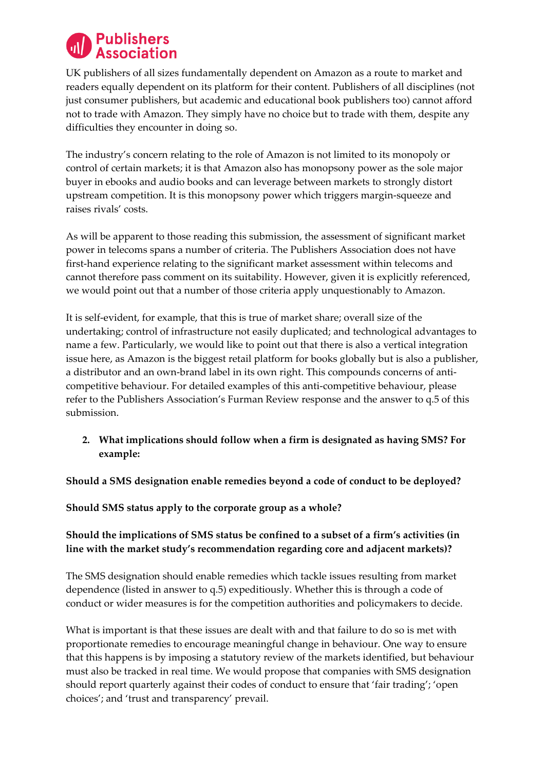UK publishers of all sizes fundamentally dependent on Amazon as a route to market and readers equally dependent on its platform for their content. Publishers of all disciplines (not just consumer publishers, but academic and educational book publishers too) cannot afford not to trade with Amazon. They simply have no choice but to trade with them, despite any difficulties they encounter in doing so.

The industry's concern relating to the role of Amazon is not limited to its monopoly or control of certain markets; it is that Amazon also has monopsony power as the sole major buyer in ebooks and audio books and can leverage between markets to strongly distort upstream competition. It is this monopsony power which triggers margin-squeeze and raises rivals' costs.

As will be apparent to those reading this submission, the assessment of significant market power in telecoms spans a number of criteria. The Publishers Association does not have first-hand experience relating to the significant market assessment within telecoms and cannot therefore pass comment on its suitability. However, given it is explicitly referenced, we would point out that a number of those criteria apply unquestionably to Amazon.

It is self-evident, for example, that this is true of market share; overall size of the undertaking; control of infrastructure not easily duplicated; and technological advantages to name a few. Particularly, we would like to point out that there is also a vertical integration issue here, as Amazon is the biggest retail platform for books globally but is also a publisher, a distributor and an own-brand label in its own right. This compounds concerns of anti-competitive behaviour. For detailed examples of this anti-competitive behaviour, please refer to the Publishers Association's Furman Review response and the answer to q.5 of this submission.

2. **What implications should follow when a firm is designated as having SMS? For example:**

**Should a SMS designation enable remedies beyond a code of conduct to be deployed?**

**Should SMS status apply to the corporate group as a whole?**

**Should the implications of SMS status be confined to a subset of a firm's activities (in line with the market study's recommendation regarding core and adjacent markets)?**

The SMS designation should enable remedies which tackle issues resulting from market dependence (listed in answer to q.5) expeditiously. Whether this is through a code of conduct or wider measures is for the competition authorities and policymakers to decide.

What is important is that these issues are dealt with and that failure to do so is met with proportionate remedies to encourage meaningful change in behaviour. One way to ensure that this happens is by imposing a statutory review of the markets identified, but behaviour must also be tracked in real time. We would propose that companies with SMS designation should report quarterly against their codes of conduct to ensure that 'fair trading'; 'open choices'; and 'trust and transparency' prevail.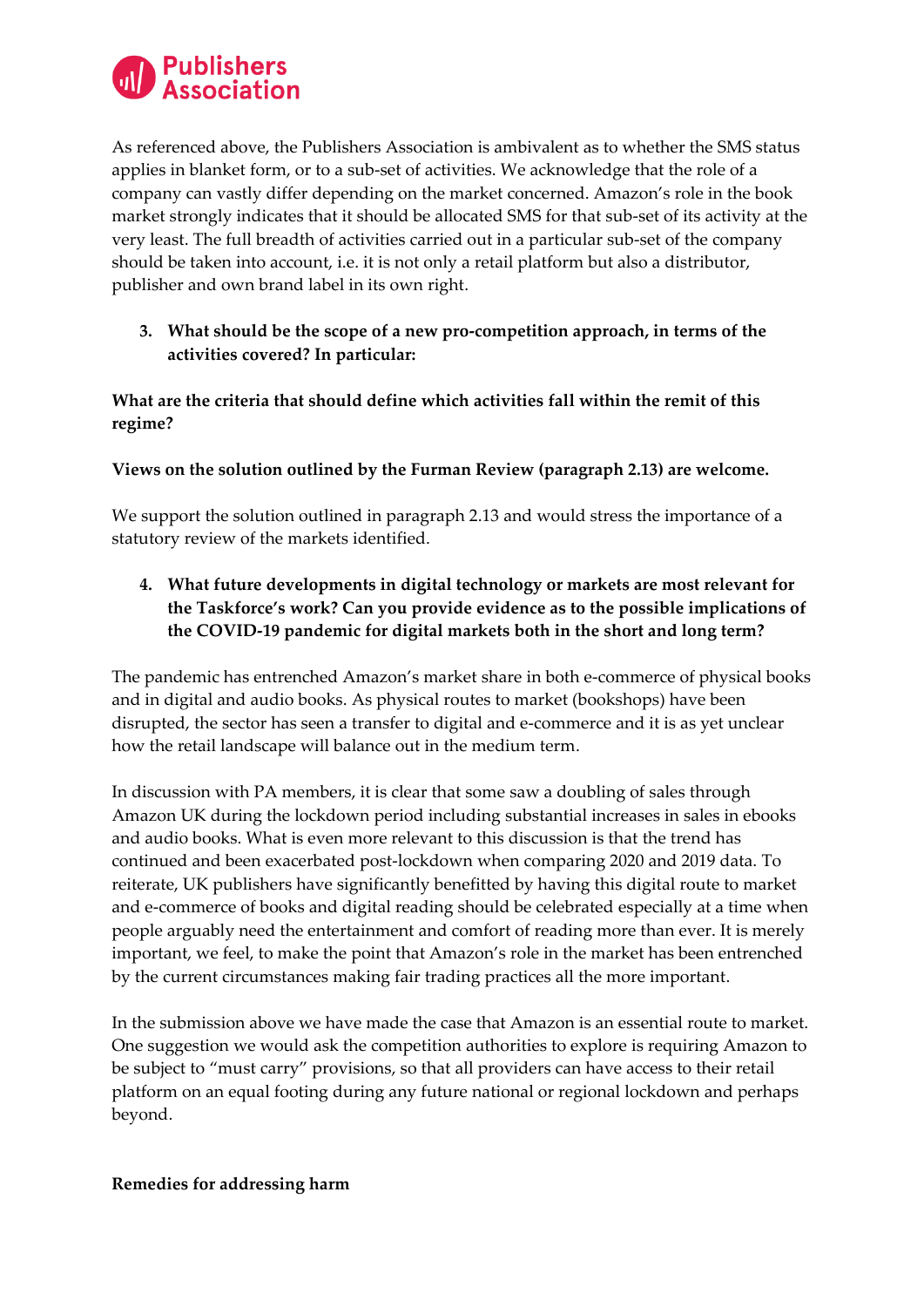As referenced above, the Publishers Association is ambivalent as to whether the SMS status applies in blanket form, or to a sub-set of activities. We acknowledge that the role of a company can vastly differ depending on the market concerned. Amazon's role in the book market strongly indicates that it should be allocated SMS for that sub-set of its activity at the very least. The full breadth of activities carried out in a particular sub-set of the company should be taken into account, i.e. it is not only a retail platform but also a distributor, publisher and own brand label in its own right.

3. **What should be the scope of a new pro-competition approach, in terms of the activities covered? In particular:**

**What are the criteria that should define which activities fall within the remit of this regime?**

**Views on the solution outlined by the Furman Review (paragraph 2.13) are welcome.**

We support the solution outlined in paragraph 2.13 and would stress the importance of a statutory review of the markets identified.

4. **What future developments in digital technology or markets are most relevant for the Taskforce's work? Can you provide evidence as to the possible implications of the COVID-19 pandemic for digital markets both in the short and long term?**

The pandemic has entrenched Amazon's market share in both e-commerce of physical books and in digital and audio books. As physical routes to market (bookshops) have been disrupted, the sector has seen a transfer to digital and e-commerce and it is as yet unclear how the retail landscape will balance out in the medium term.

In discussion with PA members, it is clear that some saw a doubling of sales through Amazon UK during the lockdown period including substantial increases in sales in ebooks and audio books. What is even more relevant to this discussion is that the trend has continued and been exacerbated post-lockdown when comparing 2020 and 2019 data. To reiterate, UK publishers have significantly benefitted by having this digital route to market and e-commerce of books and digital reading should be celebrated especially at a time when people arguably need the entertainment and comfort of reading more than ever. It is merely important, we feel, to make the point that Amazon's role in the market has been entrenched by the current circumstances making fair trading practices all the more important.

In the submission above we have made the case that Amazon is an essential route to market. One suggestion we would ask the competition authorities to explore is requiring Amazon to be subject to "must carry" provisions, so that all providers can have access to their retail platform on an equal footing during any future national or regional lockdown and perhaps beyond.

**Remedies for addressing harm**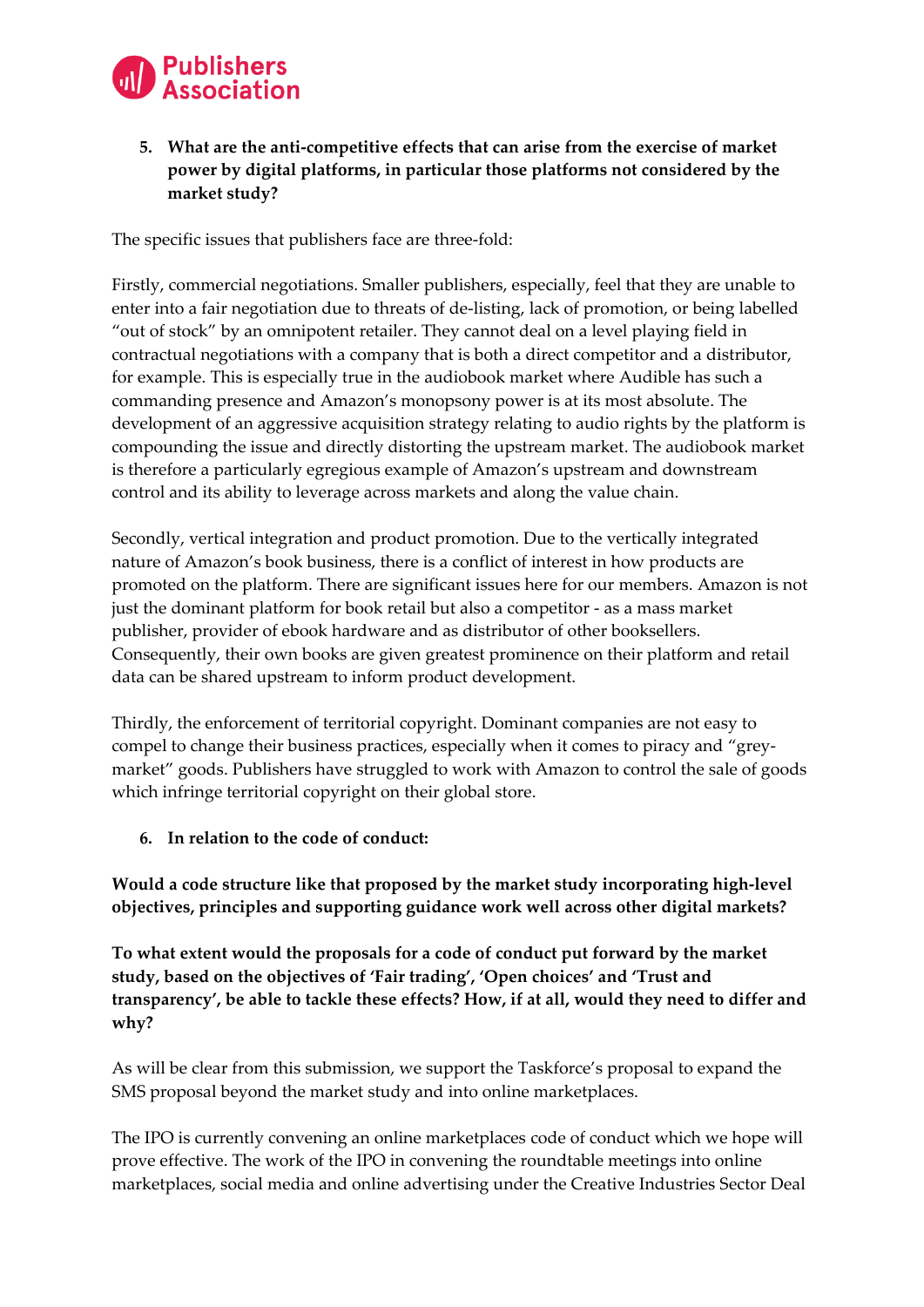5. **What are the anti-competitive effects that can arise from the exercise of market power by digital platforms, in particular those platforms not considered by the market study?**

The specific issues that publishers face are three-fold:

Firstly, commercial negotiations. Smaller publishers, especially, feel that they are unable to enter into a fair negotiation due to threats of de-listing, lack of promotion, or being labelled "out of stock" by an omnipotent retailer. They cannot deal on a level playing field in contractual negotiations with a company that is both a direct competitor and a distributor, for example. This is especially true in the audiobook market where Audible has such a commanding presence and Amazon's monopsony power is at its most absolute. The development of an aggressive acquisition strategy relating to audio rights by the platform is compounding the issue and directly distorting the upstream market. The audiobook market is therefore a particularly egregious example of Amazon's upstream and downstream control and its ability to leverage across markets and along the value chain.

Secondly, vertical integration and product promotion. Due to the vertically integrated nature of Amazon's book business, there is a conflict of interest in how products are promoted on the platform. There are significant issues here for our members. Amazon is not just the dominant platform for book retail but also a competitor - as a mass market publisher, provider of ebook hardware and as distributor of other booksellers. Consequently, their own books are given greatest prominence on their platform and retail data can be shared upstream to inform product development.

Thirdly, the enforcement of territorial copyright. Dominant companies are not easy to compel to change their business practices, especially when it comes to piracy and "grey-market" goods. Publishers have struggled to work with Amazon to control the sale of goods which infringe territorial copyright on their global store.

6. **In relation to the code of conduct:**

**Would a code structure like that proposed by the market study incorporating high-level objectives, principles and supporting guidance work well across other digital markets?**

**To what extent would the proposals for a code of conduct put forward by the market study, based on the objectives of 'Fair trading', 'Open choices' and 'Trust and transparency', be able to tackle these effects? How, if at all, would they need to differ and why?**

As will be clear from this submission, we support the Taskforce's proposal to expand the SMS proposal beyond the market study and into online marketplaces.

The IPO is currently convening an online marketplaces code of conduct which we hope will prove effective. The work of the IPO in convening the roundtable meetings into online marketplaces, social media and online advertising under the Creative Industries Sector Deal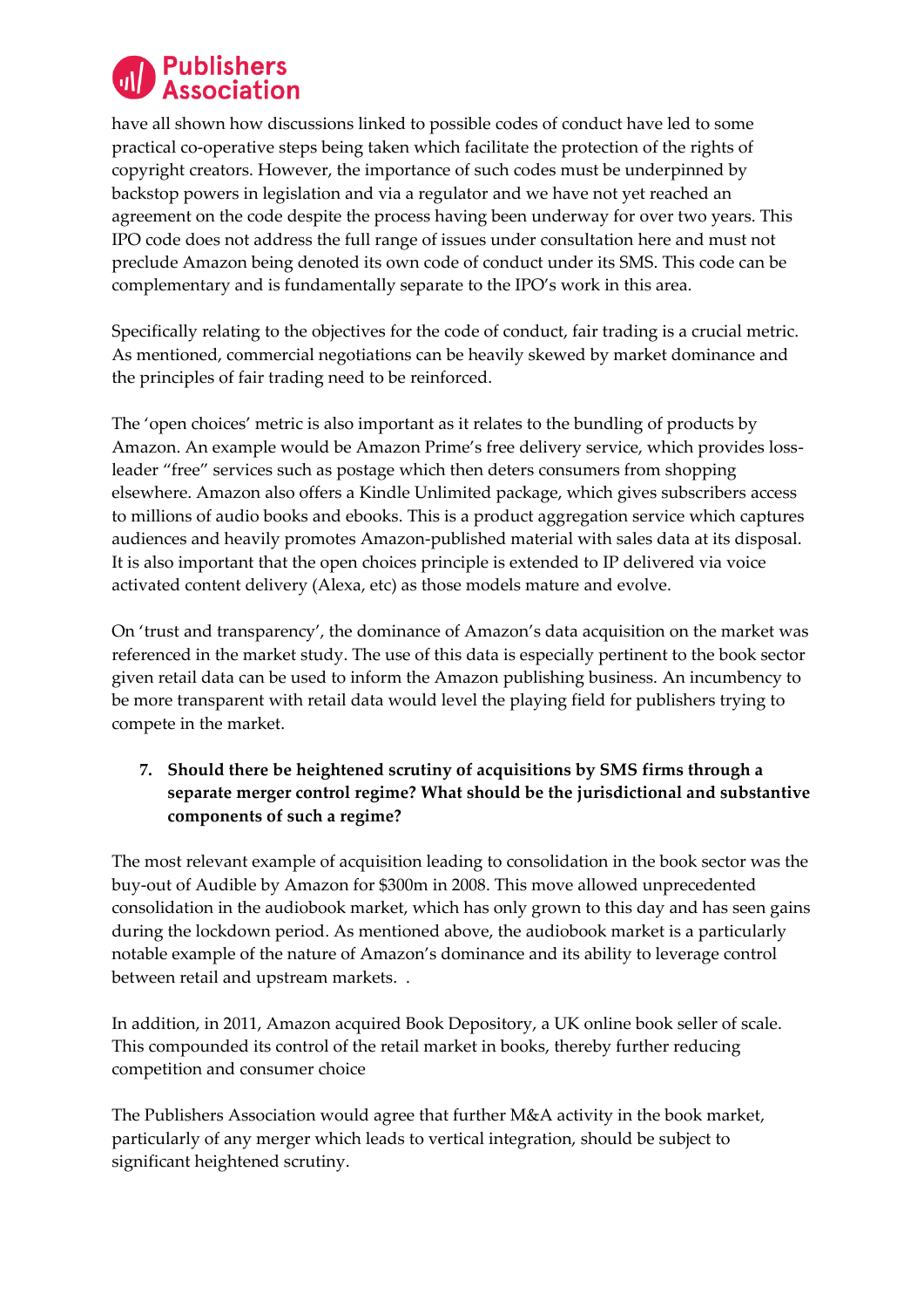have all shown how discussions linked to possible codes of conduct have led to some practical co-operative steps being taken which facilitate the protection of the rights of copyright creators. However, the importance of such codes must be underpinned by backstop powers in legislation and via a regulator and we have not yet reached an agreement on the code despite the process having been underway for over two years. This IPO code does not address the full range of issues under consultation here and must not preclude Amazon being denoted its own code of conduct under its SMS. This code can be complementary and is fundamentally separate to the IPO's work in this area.

Specifically relating to the objectives for the code of conduct, fair trading is a crucial metric. As mentioned, commercial negotiations can be heavily skewed by market dominance and the principles of fair trading need to be reinforced.

The 'open choices' metric is also important as it relates to the bundling of products by Amazon. An example would be Amazon Prime's free delivery service, which provides loss-leader "free" services such as postage which then deters consumers from shopping elsewhere. Amazon also offers a Kindle Unlimited package, which gives subscribers access to millions of audio books and ebooks. This is a product aggregation service which captures audiences and heavily promotes Amazon-published material with sales data at its disposal. It is also important that the open choices principle is extended to IP delivered via voice activated content delivery (Alexa, etc) as those models mature and evolve.

On 'trust and transparency', the dominance of Amazon's data acquisition on the market was referenced in the market study. The use of this data is especially pertinent to the book sector given retail data can be used to inform the Amazon publishing business. An incumbency to be more transparent with retail data would level the playing field for publishers trying to compete in the market.

7. **Should there be heightened scrutiny of acquisitions by SMS firms through a separate merger control regime? What should be the jurisdictional and substantive components of such a regime?**

The most relevant example of acquisition leading to consolidation in the book sector was the buy-out of Audible by Amazon for $300m in 2008. This move allowed unprecedented consolidation in the audiobook market, which has only grown to this day and has seen gains during the lockdown period. As mentioned above, the audiobook market is a particularly notable example of the nature of Amazon's dominance and its ability to leverage control between retail and upstream markets. .

In addition, in 2011, Amazon acquired Book Depository, a UK online book seller of scale. This compounded its control of the retail market in books, thereby further reducing competition and consumer choice

The Publishers Association would agree that further M&A activity in the book market, particularly of any merger which leads to vertical integration, should be subject to significant heightened scrutiny.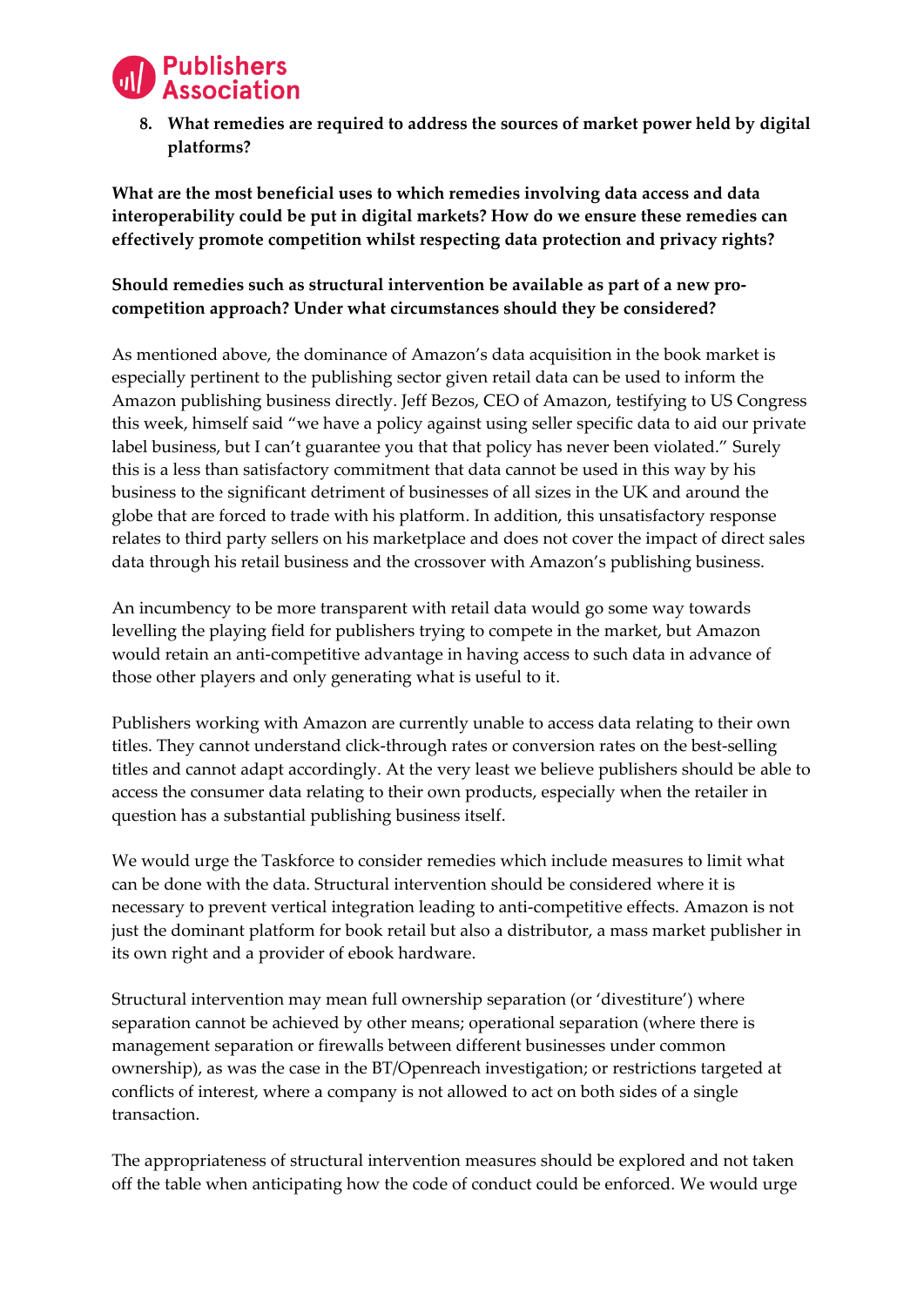8. **What remedies are required to address the sources of market power held by digital platforms?**

**What are the most beneficial uses to which remedies involving data access and data interoperability could be put in digital markets? How do we ensure these remedies can effectively promote competition whilst respecting data protection and privacy rights?**

**Should remedies such as structural intervention be available as part of a new pro-competition approach? Under what circumstances should they be considered?**

As mentioned above, the dominance of Amazon's data acquisition in the book market is especially pertinent to the publishing sector given retail data can be used to inform the Amazon publishing business directly. Jeff Bezos, CEO of Amazon, testifying to US Congress this week, himself said "we have a policy against using seller specific data to aid our private label business, but I can't guarantee you that that policy has never been violated." Surely this is a less than satisfactory commitment that data cannot be used in this way by his business to the significant detriment of businesses of all sizes in the UK and around the globe that are forced to trade with his platform. In addition, this unsatisfactory response relates to third party sellers on his marketplace and does not cover the impact of direct sales data through his retail business and the crossover with Amazon's publishing business.

An incumbency to be more transparent with retail data would go some way towards levelling the playing field for publishers trying to compete in the market, but Amazon would retain an anti-competitive advantage in having access to such data in advance of those other players and only generating what is useful to it.

Publishers working with Amazon are currently unable to access data relating to their own titles. They cannot understand click-through rates or conversion rates on the best-selling titles and cannot adapt accordingly. At the very least we believe publishers should be able to access the consumer data relating to their own products, especially when the retailer in question has a substantial publishing business itself.

We would urge the Taskforce to consider remedies which include measures to limit what can be done with the data. Structural intervention should be considered where it is necessary to prevent vertical integration leading to anti-competitive effects. Amazon is not just the dominant platform for book retail but also a distributor, a mass market publisher in its own right and a provider of ebook hardware.

Structural intervention may mean full ownership separation (or 'divestiture') where separation cannot be achieved by other means; operational separation (where there is management separation or firewalls between different businesses under common ownership), as was the case in the BT/Openreach investigation; or restrictions targeted at conflicts of interest, where a company is not allowed to act on both sides of a single transaction.

The appropriateness of structural intervention measures should be explored and not taken off the table when anticipating how the code of conduct could be enforced. We would urge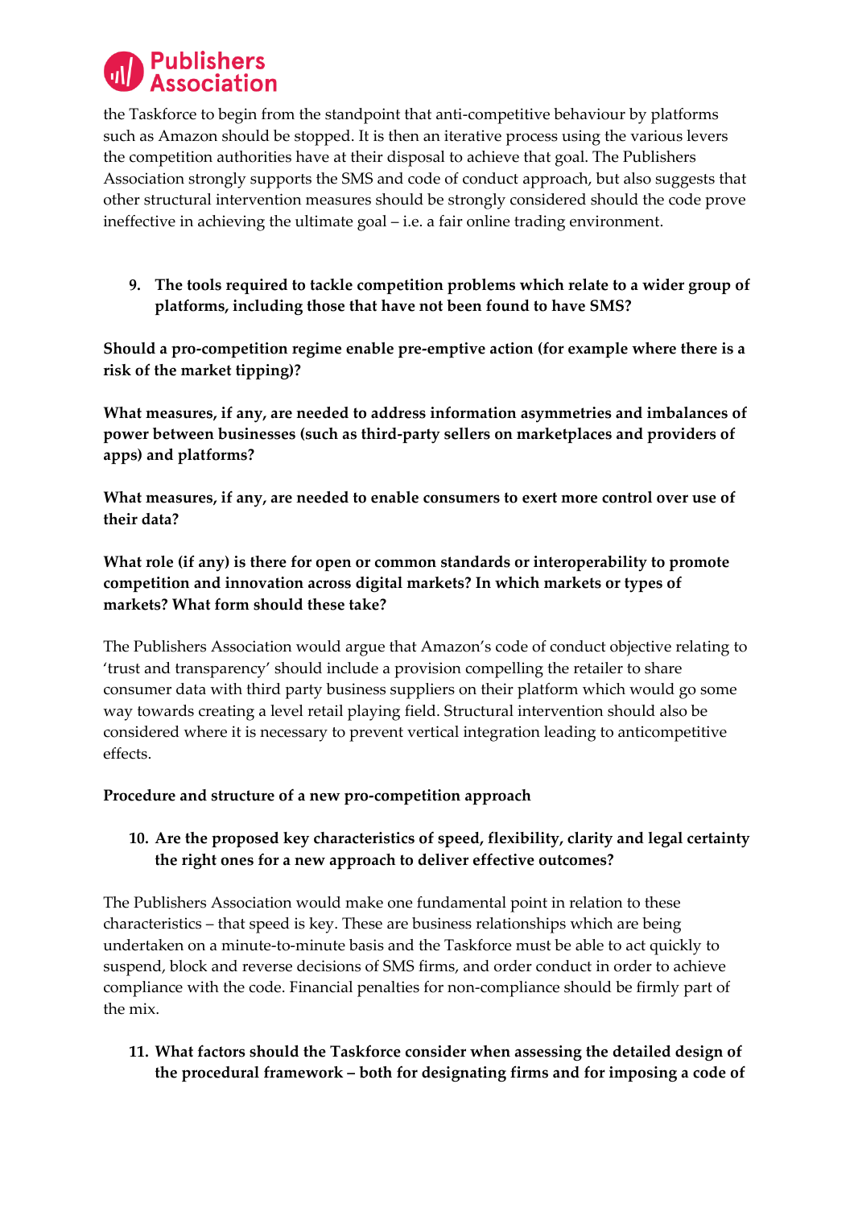the Taskforce to begin from the standpoint that anti-competitive behaviour by platforms such as Amazon should be stopped. It is then an iterative process using the various levers the competition authorities have at their disposal to achieve that goal. The Publishers Association strongly supports the SMS and code of conduct approach, but also suggests that other structural intervention measures should be strongly considered should the code prove ineffective in achieving the ultimate goal – i.e. a fair online trading environment.

9. **The tools required to tackle competition problems which relate to a wider group of platforms, including those that have not been found to have SMS?**

**Should a pro-competition regime enable pre-emptive action (for example where there is a risk of the market tipping)?**

**What measures, if any, are needed to address information asymmetries and imbalances of power between businesses (such as third-party sellers on marketplaces and providers of apps) and platforms?**

**What measures, if any, are needed to enable consumers to exert more control over use of their data?**

**What role (if any) is there for open or common standards or interoperability to promote competition and innovation across digital markets? In which markets or types of markets? What form should these take?**

The Publishers Association would argue that Amazon's code of conduct objective relating to 'trust and transparency' should include a provision compelling the retailer to share consumer data with third party business suppliers on their platform which would go some way towards creating a level retail playing field. Structural intervention should also be considered where it is necessary to prevent vertical integration leading to anticompetitive effects.

**Procedure and structure of a new pro-competition approach**

10. **Are the proposed key characteristics of speed, flexibility, clarity and legal certainty the right ones for a new approach to deliver effective outcomes?**

The Publishers Association would make one fundamental point in relation to these characteristics – that speed is key. These are business relationships which are being undertaken on a minute-to-minute basis and the Taskforce must be able to act quickly to suspend, block and reverse decisions of SMS firms, and order conduct in order to achieve compliance with the code. Financial penalties for non-compliance should be firmly part of the mix.

11. **What factors should the Taskforce consider when assessing the detailed design of the procedural framework – both for designating firms and for imposing a code of**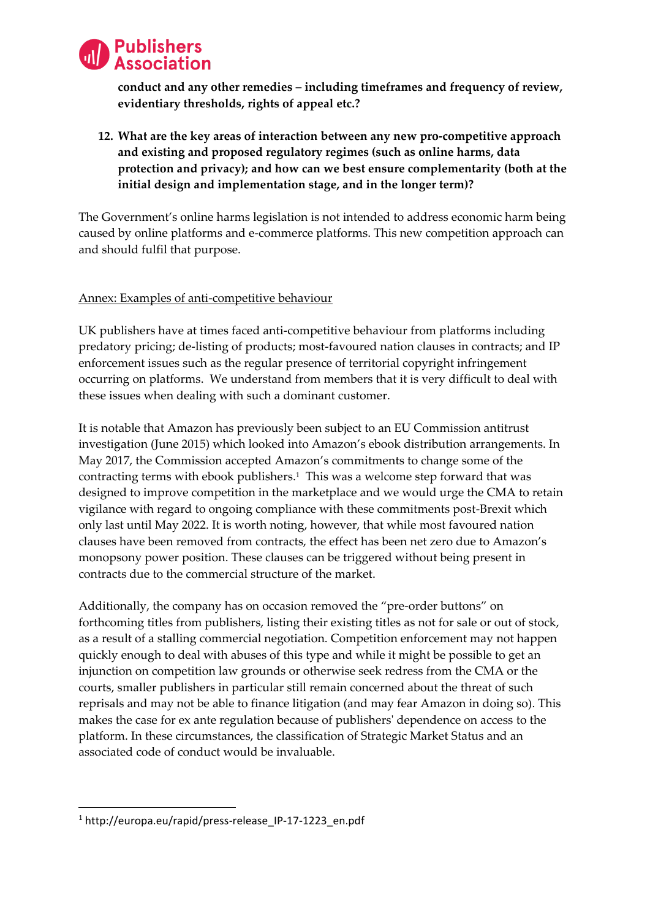**conduct and any other remedies – including timeframes and frequency of review, evidentiary thresholds, rights of appeal etc.?**

12. **What are the key areas of interaction between any new pro-competitive approach and existing and proposed regulatory regimes (such as online harms, data protection and privacy); and how can we best ensure complementarity (both at the initial design and implementation stage, and in the longer term)?**

The Government's online harms legislation is not intended to address economic harm being caused by online platforms and e-commerce platforms. This new competition approach can and should fulfil that purpose.

<u>Annex: Examples of anti-competitive behaviour</u>

UK publishers have at times faced anti-competitive behaviour from platforms including predatory pricing; de-listing of products; most-favoured nation clauses in contracts; and IP enforcement issues such as the regular presence of territorial copyright infringement occurring on platforms. We understand from members that it is very difficult to deal with these issues when dealing with such a dominant customer.

It is notable that Amazon has previously been subject to an EU Commission antitrust investigation (June 2015) which looked into Amazon's ebook distribution arrangements. In May 2017, the Commission accepted Amazon's commitments to change some of the contracting terms with ebook publishers.[1] This was a welcome step forward that was designed to improve competition in the marketplace and we would urge the CMA to retain vigilance with regard to ongoing compliance with these commitments post-Brexit which only last until May 2022. It is worth noting, however, that while most favoured nation clauses have been removed from contracts, the effect has been net zero due to Amazon's monopsony power position. These clauses can be triggered without being present in contracts due to the commercial structure of the market.

Additionally, the company has on occasion removed the "pre-order buttons" on forthcoming titles from publishers, listing their existing titles as not for sale or out of stock, as a result of a stalling commercial negotiation. Competition enforcement may not happen quickly enough to deal with abuses of this type and while it might be possible to get an injunction on competition law grounds or otherwise seek redress from the CMA or the courts, smaller publishers in particular still remain concerned about the threat of such reprisals and may not be able to finance litigation (and may fear Amazon in doing so). This makes the case for ex ante regulation because of publishers' dependence on access to the platform. In these circumstances, the classification of Strategic Market Status and an associated code of conduct would be invaluable.

---

[1] http://europa.eu/rapid/press-release_IP-17-1223_en.pdf